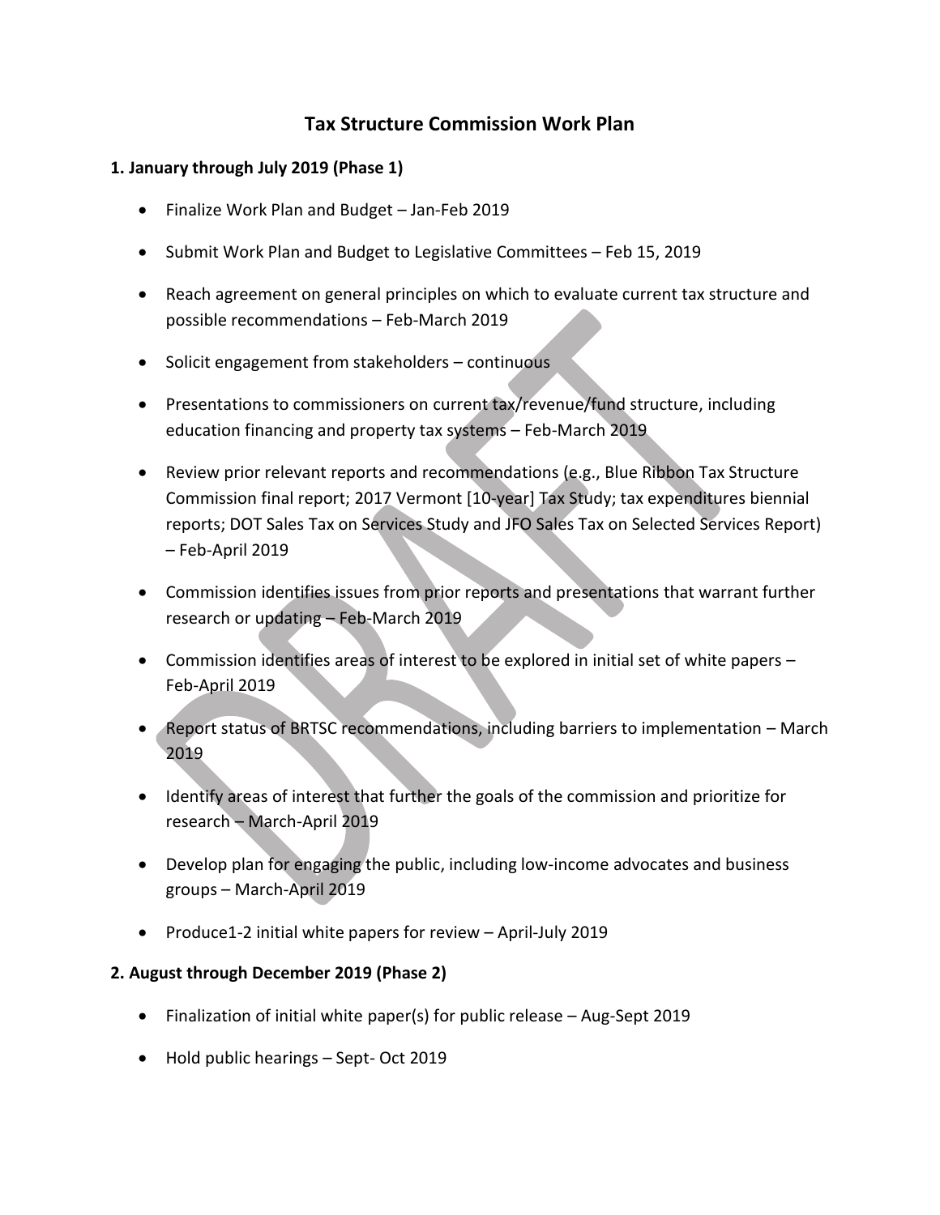# Tax Structure Commission Work Plan

### 1. January through July 2019 (Phase 1)

- Finalize Work Plan and Budget – Jan-Feb 2019
- Submit Work Plan and Budget to Legislative Committees – Feb 15, 2019
- Reach agreement on general principles on which to evaluate current tax structure and possible recommendations – Feb-March 2019
- Solicit engagement from stakeholders – continuous
- Presentations to commissioners on current tax/revenue/fund structure, including education financing and property tax systems – Feb-March 2019
- Review prior relevant reports and recommendations (e.g., Blue Ribbon Tax Structure Commission final report; 2017 Vermont [10-year] Tax Study; tax expenditures biennial reports; DOT Sales Tax on Services Study and JFO Sales Tax on Selected Services Report) – Feb-April 2019
- Commission identifies issues from prior reports and presentations that warrant further research or updating – Feb-March 2019
- Commission identifies areas of interest to be explored in initial set of white papers – Feb-April 2019
- Report status of BRTSC recommendations, including barriers to implementation – March 2019
- Identify areas of interest that further the goals of the commission and prioritize for research – March-April 2019
- Develop plan for engaging the public, including low-income advocates and business groups – March-April 2019
- Produce1-2 initial white papers for review – April-July 2019

### 2. August through December 2019 (Phase 2)

- Finalization of initial white paper(s) for public release – Aug-Sept 2019
- Hold public hearings – Sept- Oct 2019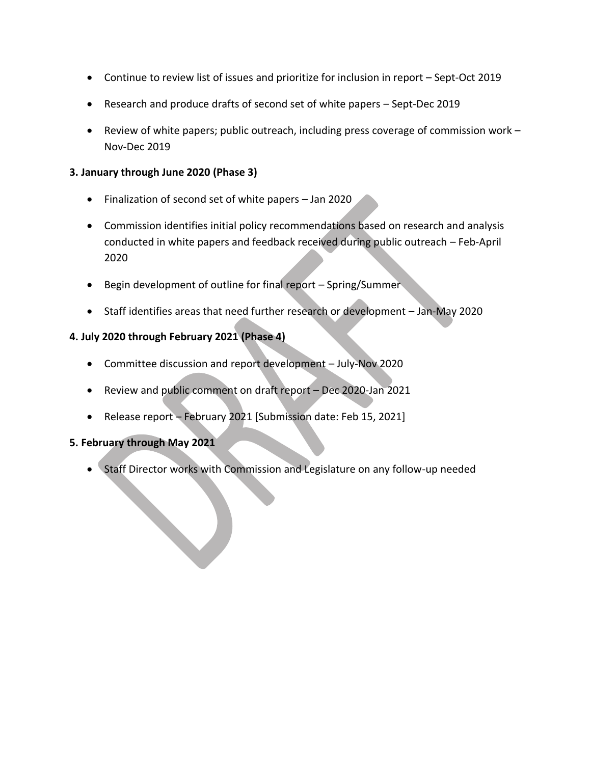- Continue to review list of issues and prioritize for inclusion in report – Sept-Oct 2019
- Research and produce drafts of second set of white papers – Sept-Dec 2019
- Review of white papers; public outreach, including press coverage of commission work – Nov-Dec 2019

**3. January through June 2020 (Phase 3)**

- Finalization of second set of white papers – Jan 2020
- Commission identifies initial policy recommendations based on research and analysis conducted in white papers and feedback received during public outreach – Feb-April 2020
- Begin development of outline for final report – Spring/Summer
- Staff identifies areas that need further research or development – Jan-May 2020

**4. July 2020 through February 2021 (Phase 4)**

- Committee discussion and report development – July-Nov 2020
- Review and public comment on draft report – Dec 2020-Jan 2021
- Release report – February 2021 [Submission date: Feb 15, 2021]

**5. February through May 2021**

- Staff Director works with Commission and Legislature on any follow-up needed